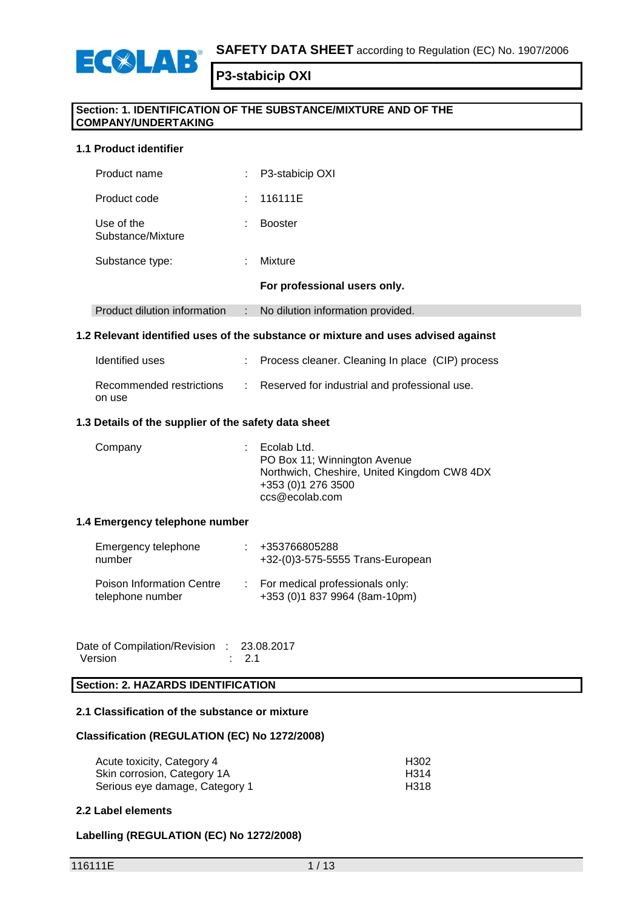**SAFETY DATA SHEET** according to Regulation (EC) No. 1907/2006

# P3-stabicip OXI

## Section: 1. IDENTIFICATION OF THE SUBSTANCE/MIXTURE AND OF THE COMPANY/UNDERTAKING

### 1.1 Product identifier

| | | |
|---|---|---|
| Product name | : | P3-stabicip OXI |
| Product code | : | 116111E |
| Use of the Substance/Mixture | : | Booster |
| Substance type: | : | Mixture |
| | | **For professional users only.** |
| Product dilution information | : | No dilution information provided. |

### 1.2 Relevant identified uses of the substance or mixture and uses advised against

| | | |
|---|---|---|
| Identified uses | : | Process cleaner. Cleaning In place (CIP) process |
| Recommended restrictions on use | : | Reserved for industrial and professional use. |

### 1.3 Details of the supplier of the safety data sheet

Company : Ecolab Ltd.
PO Box 11; Winnington Avenue
Northwich, Cheshire, United Kingdom CW8 4DX
+353 (0)1 276 3500
ccs@ecolab.com

### 1.4 Emergency telephone number

| | | |
|---|---|---|
| Emergency telephone number | : | +353766805288<br>+32-(0)3-575-5555 Trans-European |
| Poison Information Centre telephone number | : | For medical professionals only:<br>+353 (0)1 837 9964 (8am-10pm) |

Date of Compilation/Revision : 23.08.2017
Version : 2.1

## Section: 2. HAZARDS IDENTIFICATION

### 2.1 Classification of the substance or mixture

**Classification (REGULATION (EC) No 1272/2008)**

| | |
|---|---|
| Acute toxicity, Category 4 | H302 |
| Skin corrosion, Category 1A | H314 |
| Serious eye damage, Category 1 | H318 |

### 2.2 Label elements

**Labelling (REGULATION (EC) No 1272/2008)**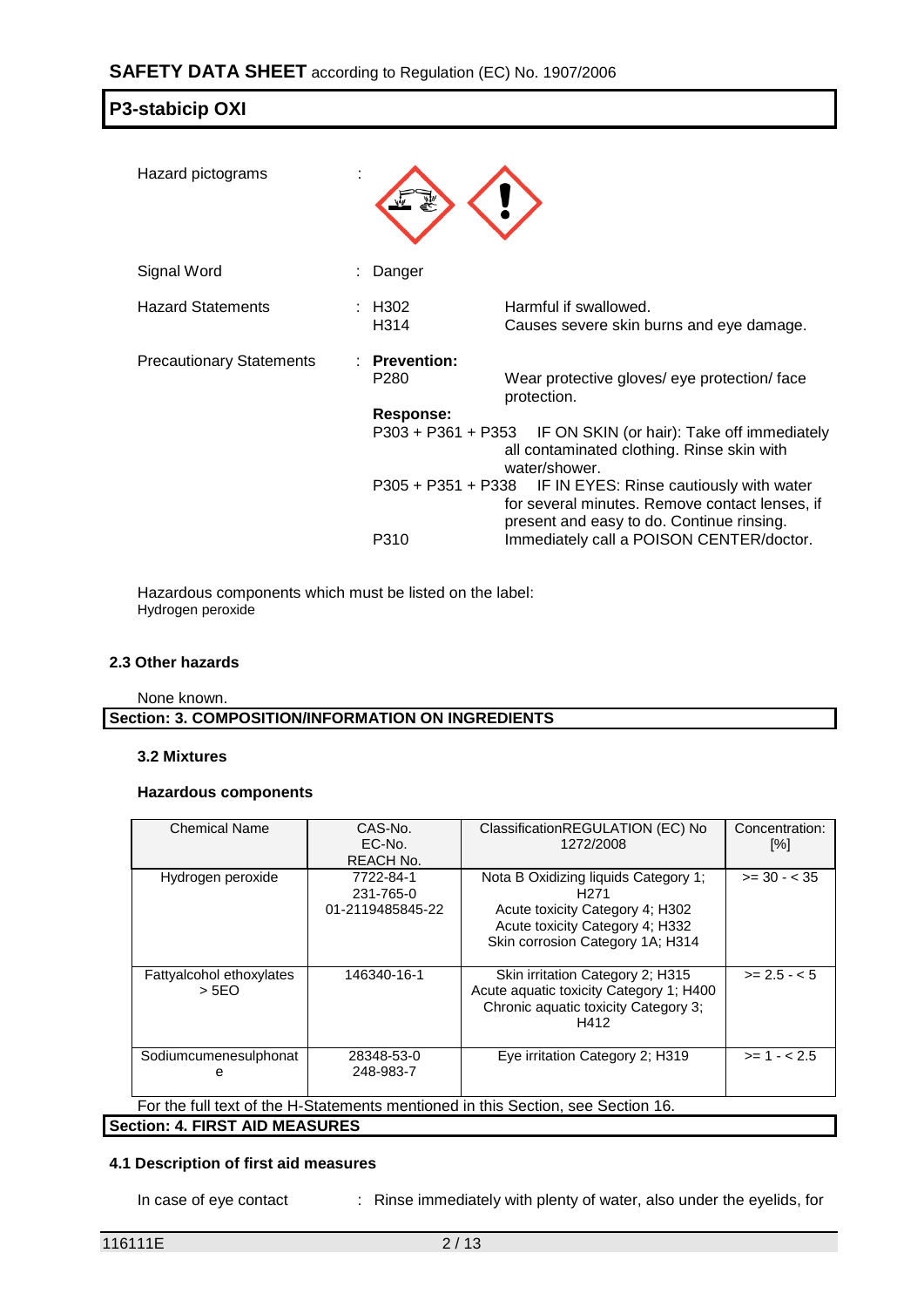Hazard pictograms :

Signal Word : Danger

Hazard Statements : H302 Harmful if swallowed.
H314 Causes severe skin burns and eye damage.

Precautionary Statements : **Prevention:**
P280 Wear protective gloves/ eye protection/ face protection.
**Response:**
P303 + P361 + P353 IF ON SKIN (or hair): Take off immediately all contaminated clothing. Rinse skin with water/shower.
P305 + P351 + P338 IF IN EYES: Rinse cautiously with water for several minutes. Remove contact lenses, if present and easy to do. Continue rinsing.
P310 Immediately call a POISON CENTER/doctor.

Hazardous components which must be listed on the label:
Hydrogen peroxide

### 2.3 Other hazards

None known.

## Section: 3. COMPOSITION/INFORMATION ON INGREDIENTS

### 3.2 Mixtures

**Hazardous components**

| Chemical Name | CAS-No. EC-No. REACH No. | ClassificationREGULATION (EC) No 1272/2008 | Concentration: [%] |
|---|---|---|---|
| Hydrogen peroxide | 7722-84-1 231-765-0 01-2119485845-22 | Nota B Oxidizing liquids Category 1; H271 Acute toxicity Category 4; H302 Acute toxicity Category 4; H332 Skin corrosion Category 1A; H314 | >= 30 - < 35 |
| Fattyalcohol ethoxylates > 5EO | 146340-16-1 | Skin irritation Category 2; H315 Acute aquatic toxicity Category 1; H400 Chronic aquatic toxicity Category 3; H412 | >= 2.5 - < 5 |
| Sodiumcumenesulphonate | 28348-53-0 248-983-7 | Eye irritation Category 2; H319 | >= 1 - < 2.5 |

For the full text of the H-Statements mentioned in this Section, see Section 16.

## Section: 4. FIRST AID MEASURES

### 4.1 Description of first aid measures

In case of eye contact : Rinse immediately with plenty of water, also under the eyelids, for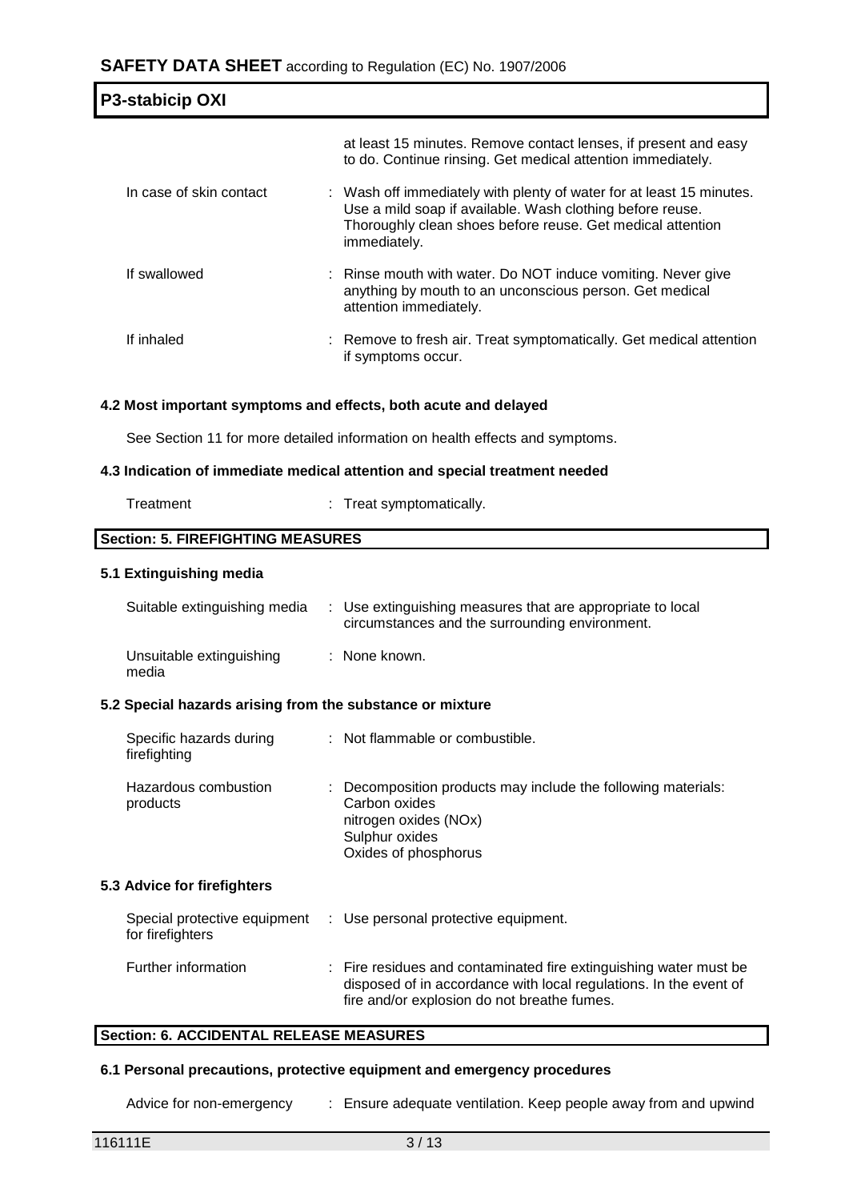at least 15 minutes. Remove contact lenses, if present and easy to do. Continue rinsing. Get medical attention immediately.

| | |
|---|---|
| In case of skin contact | : Wash off immediately with plenty of water for at least 15 minutes. Use a mild soap if available. Wash clothing before reuse. Thoroughly clean shoes before reuse. Get medical attention immediately. |
| If swallowed | : Rinse mouth with water. Do NOT induce vomiting. Never give anything by mouth to an unconscious person. Get medical attention immediately. |
| If inhaled | : Remove to fresh air. Treat symptomatically. Get medical attention if symptoms occur. |

### 4.2 Most important symptoms and effects, both acute and delayed

See Section 11 for more detailed information on health effects and symptoms.

### 4.3 Indication of immediate medical attention and special treatment needed

| | |
|---|---|
| Treatment | : Treat symptomatically. |

## Section: 5. FIREFIGHTING MEASURES

### 5.1 Extinguishing media

| | |
|---|---|
| Suitable extinguishing media | : Use extinguishing measures that are appropriate to local circumstances and the surrounding environment. |
| Unsuitable extinguishing media | : None known. |

### 5.2 Special hazards arising from the substance or mixture

| | |
|---|---|
| Specific hazards during firefighting | : Not flammable or combustible. |
| Hazardous combustion products | : Decomposition products may include the following materials:<br>Carbon oxides<br>nitrogen oxides (NOx)<br>Sulphur oxides<br>Oxides of phosphorus |

### 5.3 Advice for firefighters

| | |
|---|---|
| Special protective equipment for firefighters | : Use personal protective equipment. |
| Further information | : Fire residues and contaminated fire extinguishing water must be disposed of in accordance with local regulations. In the event of fire and/or explosion do not breathe fumes. |

## Section: 6. ACCIDENTAL RELEASE MEASURES

### 6.1 Personal precautions, protective equipment and emergency procedures

| | |
|---|---|
| Advice for non-emergency | : Ensure adequate ventilation. Keep people away from and upwind |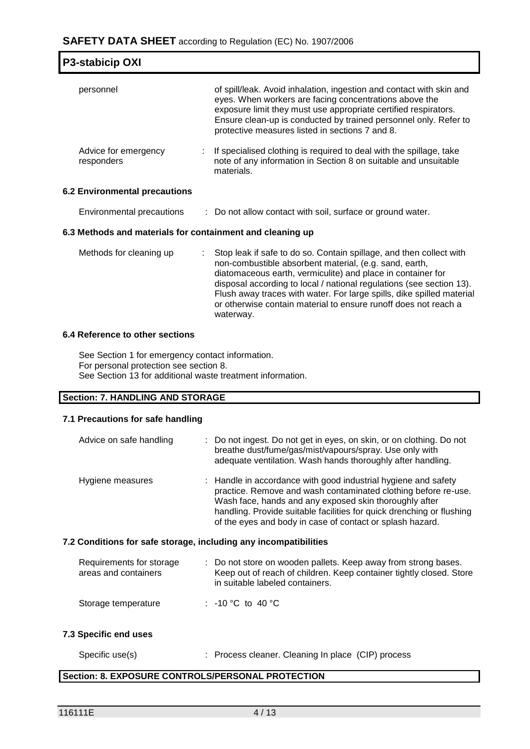| personnel | of spill/leak. Avoid inhalation, ingestion and contact with skin and eyes. When workers are facing concentrations above the exposure limit they must use appropriate certified respirators. Ensure clean-up is conducted by trained personnel only. Refer to protective measures listed in sections 7 and 8. |
|---|---|
| Advice for emergency responders | : If specialised clothing is required to deal with the spillage, take note of any information in Section 8 on suitable and unsuitable materials. |

### 6.2 Environmental precautions

| Environmental precautions | : Do not allow contact with soil, surface or ground water. |
|---|---|

### 6.3 Methods and materials for containment and cleaning up

| Methods for cleaning up | : Stop leak if safe to do so. Contain spillage, and then collect with non-combustible absorbent material, (e.g. sand, earth, diatomaceous earth, vermiculite) and place in container for disposal according to local / national regulations (see section 13). Flush away traces with water. For large spills, dike spilled material or otherwise contain material to ensure runoff does not reach a waterway. |
|---|---|

### 6.4 Reference to other sections

See Section 1 for emergency contact information.
For personal protection see section 8.
See Section 13 for additional waste treatment information.

## Section: 7. HANDLING AND STORAGE

### 7.1 Precautions for safe handling

| Advice on safe handling | : Do not ingest. Do not get in eyes, on skin, or on clothing. Do not breathe dust/fume/gas/mist/vapours/spray. Use only with adequate ventilation. Wash hands thoroughly after handling. |
|---|---|
| Hygiene measures | : Handle in accordance with good industrial hygiene and safety practice. Remove and wash contaminated clothing before re-use. Wash face, hands and any exposed skin thoroughly after handling. Provide suitable facilities for quick drenching or flushing of the eyes and body in case of contact or splash hazard. |

### 7.2 Conditions for safe storage, including any incompatibilities

| Requirements for storage areas and containers | : Do not store on wooden pallets. Keep away from strong bases. Keep out of reach of children. Keep container tightly closed. Store in suitable labeled containers. |
|---|---|
| Storage temperature | : -10 °C to 40 °C |

### 7.3 Specific end uses

| Specific use(s) | : Process cleaner. Cleaning In place (CIP) process |
|---|---|

## Section: 8. EXPOSURE CONTROLS/PERSONAL PROTECTION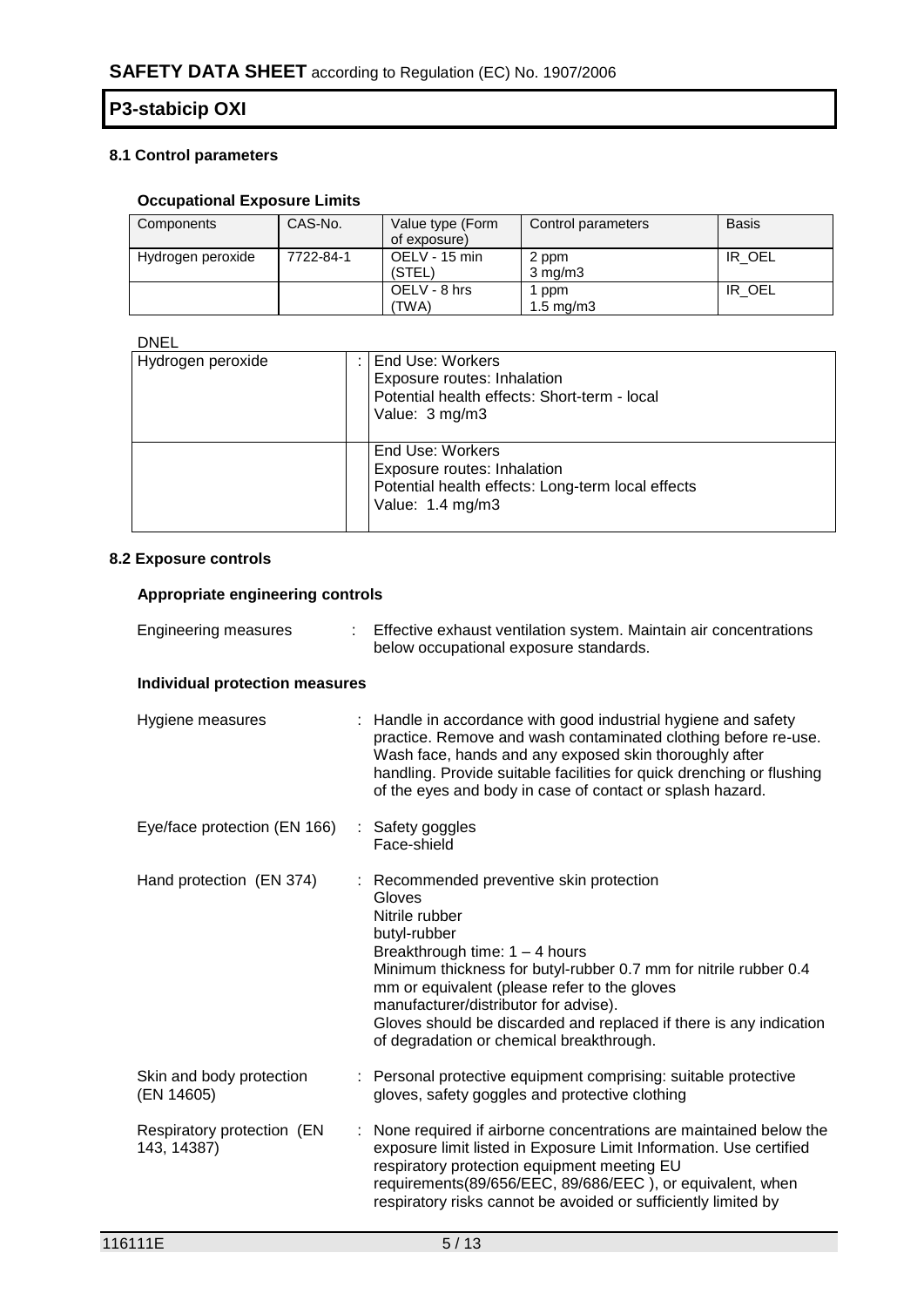### 8.1 Control parameters

#### Occupational Exposure Limits

| Components | CAS-No. | Value type (Form of exposure) | Control parameters | Basis |
|---|---|---|---|---|
| Hydrogen peroxide | 7722-84-1 | OELV - 15 min (STEL) | 2 ppm<br>3 mg/m3 | IR_OEL |
| | | OELV - 8 hrs (TWA) | 1 ppm<br>1.5 mg/m3 | IR_OEL |

DNEL

| | | |
|---|---|---|
| Hydrogen peroxide | : | End Use: Workers<br>Exposure routes: Inhalation<br>Potential health effects: Short-term - local<br>Value: 3 mg/m3 |
| | | End Use: Workers<br>Exposure routes: Inhalation<br>Potential health effects: Long-term local effects<br>Value: 1.4 mg/m3 |

### 8.2 Exposure controls

#### Appropriate engineering controls

Engineering measures : Effective exhaust ventilation system. Maintain air concentrations below occupational exposure standards.

#### Individual protection measures

Hygiene measures : Handle in accordance with good industrial hygiene and safety practice. Remove and wash contaminated clothing before re-use. Wash face, hands and any exposed skin thoroughly after handling. Provide suitable facilities for quick drenching or flushing of the eyes and body in case of contact or splash hazard.

Eye/face protection (EN 166) : Safety goggles
Face-shield

Hand protection (EN 374) : Recommended preventive skin protection
Gloves
Nitrile rubber
butyl-rubber
Breakthrough time: 1 – 4 hours
Minimum thickness for butyl-rubber 0.7 mm for nitrile rubber 0.4 mm or equivalent (please refer to the gloves manufacturer/distributor for advise).
Gloves should be discarded and replaced if there is any indication of degradation or chemical breakthrough.

Skin and body protection (EN 14605) : Personal protective equipment comprising: suitable protective gloves, safety goggles and protective clothing

Respiratory protection (EN 143, 14387) : None required if airborne concentrations are maintained below the exposure limit listed in Exposure Limit Information. Use certified respiratory protection equipment meeting EU requirements(89/656/EEC, 89/686/EEC ), or equivalent, when respiratory risks cannot be avoided or sufficiently limited by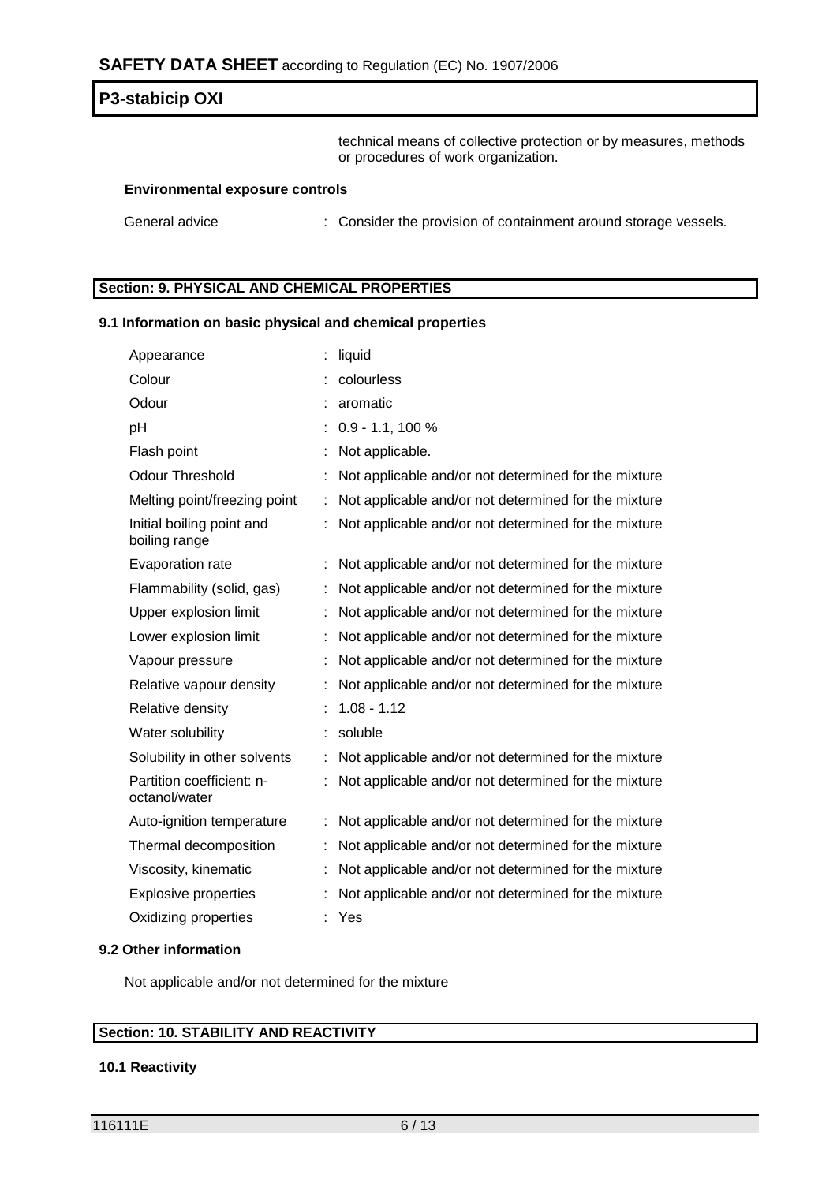technical means of collective protection or by measures, methods or procedures of work organization.

**Environmental exposure controls**

| | |
|---|---|
| General advice | : Consider the provision of containment around storage vessels. |

## Section: 9. PHYSICAL AND CHEMICAL PROPERTIES

### 9.1 Information on basic physical and chemical properties

| | |
|---|---|
| Appearance | : liquid |
| Colour | : colourless |
| Odour | : aromatic |
| pH | : 0.9 - 1.1, 100 % |
| Flash point | : Not applicable. |
| Odour Threshold | : Not applicable and/or not determined for the mixture |
| Melting point/freezing point | : Not applicable and/or not determined for the mixture |
| Initial boiling point and boiling range | : Not applicable and/or not determined for the mixture |
| Evaporation rate | : Not applicable and/or not determined for the mixture |
| Flammability (solid, gas) | : Not applicable and/or not determined for the mixture |
| Upper explosion limit | : Not applicable and/or not determined for the mixture |
| Lower explosion limit | : Not applicable and/or not determined for the mixture |
| Vapour pressure | : Not applicable and/or not determined for the mixture |
| Relative vapour density | : Not applicable and/or not determined for the mixture |
| Relative density | : 1.08 - 1.12 |
| Water solubility | : soluble |
| Solubility in other solvents | : Not applicable and/or not determined for the mixture |
| Partition coefficient: n-octanol/water | : Not applicable and/or not determined for the mixture |
| Auto-ignition temperature | : Not applicable and/or not determined for the mixture |
| Thermal decomposition | : Not applicable and/or not determined for the mixture |
| Viscosity, kinematic | : Not applicable and/or not determined for the mixture |
| Explosive properties | : Not applicable and/or not determined for the mixture |
| Oxidizing properties | : Yes |

### 9.2 Other information

Not applicable and/or not determined for the mixture

## Section: 10. STABILITY AND REACTIVITY

### 10.1 Reactivity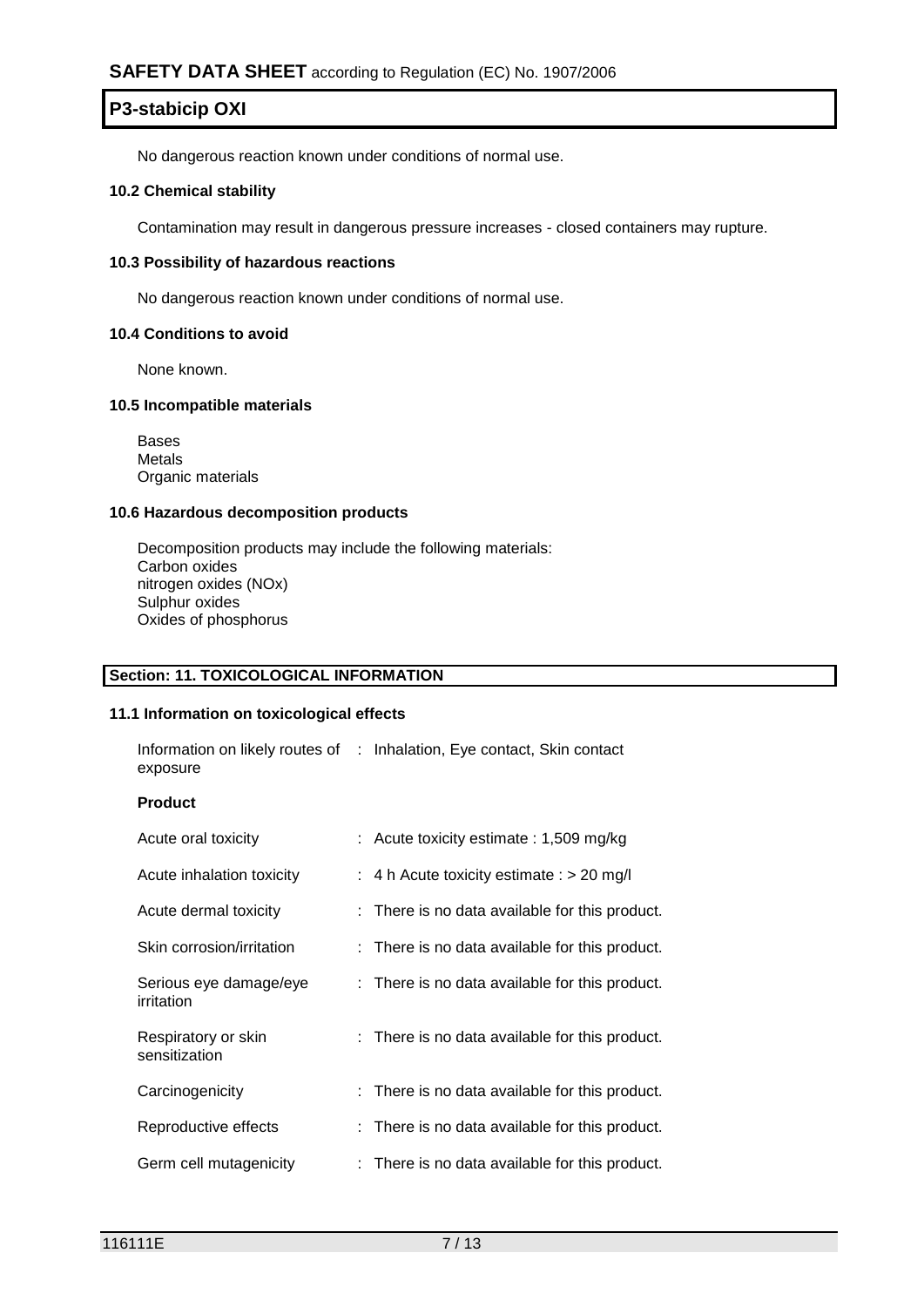No dangerous reaction known under conditions of normal use.

### 10.2 Chemical stability

Contamination may result in dangerous pressure increases - closed containers may rupture.

### 10.3 Possibility of hazardous reactions

No dangerous reaction known under conditions of normal use.

### 10.4 Conditions to avoid

None known.

### 10.5 Incompatible materials

Bases
Metals
Organic materials

### 10.6 Hazardous decomposition products

Decomposition products may include the following materials:
Carbon oxides
nitrogen oxides (NOx)
Sulphur oxides
Oxides of phosphorus

## Section: 11. TOXICOLOGICAL INFORMATION

### 11.1 Information on toxicological effects

| | |
|---|---|
| Information on likely routes of exposure | : Inhalation, Eye contact, Skin contact |

**Product**

| | |
|---|---|
| Acute oral toxicity | : Acute toxicity estimate : 1,509 mg/kg |
| Acute inhalation toxicity | : 4 h Acute toxicity estimate : > 20 mg/l |
| Acute dermal toxicity | : There is no data available for this product. |
| Skin corrosion/irritation | : There is no data available for this product. |
| Serious eye damage/eye irritation | : There is no data available for this product. |
| Respiratory or skin sensitization | : There is no data available for this product. |
| Carcinogenicity | : There is no data available for this product. |
| Reproductive effects | : There is no data available for this product. |
| Germ cell mutagenicity | : There is no data available for this product. |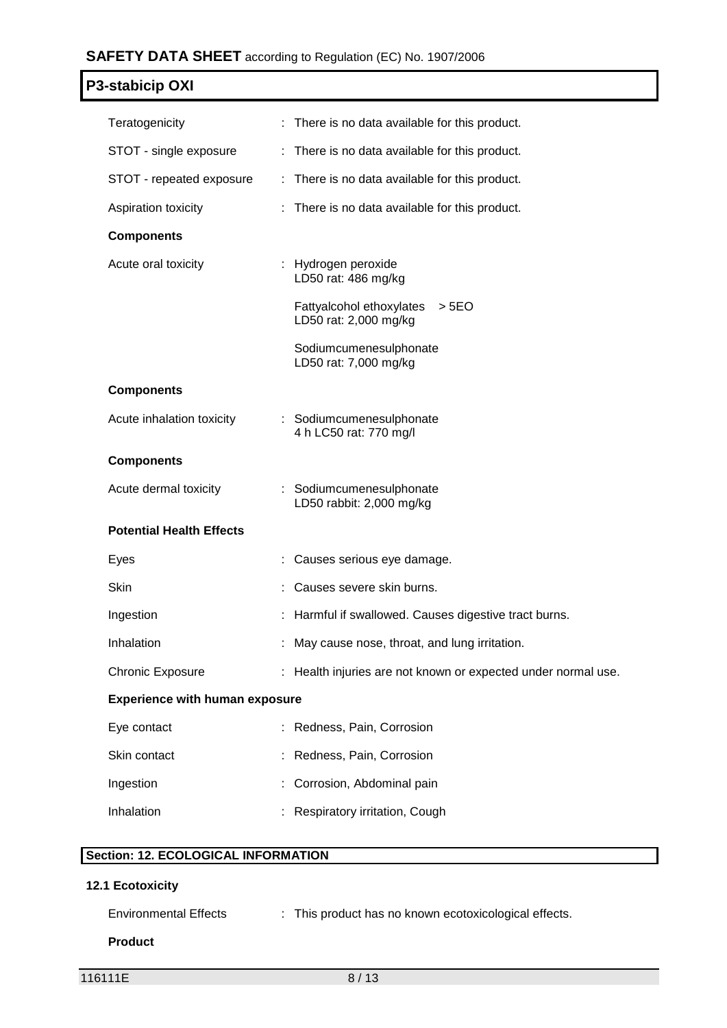| | |
|---|---|
| Teratogenicity | : There is no data available for this product. |
| STOT - single exposure | : There is no data available for this product. |
| STOT - repeated exposure | : There is no data available for this product. |
| Aspiration toxicity | : There is no data available for this product. |

**Components**

| | |
|---|---|
| Acute oral toxicity | : Hydrogen peroxide<br>LD50 rat: 486 mg/kg |
| | Fattyalcohol ethoxylates > 5EO<br>LD50 rat: 2,000 mg/kg |
| | Sodiumcumenesulphonate<br>LD50 rat: 7,000 mg/kg |

**Components**

| | |
|---|---|
| Acute inhalation toxicity | : Sodiumcumenesulphonate<br>4 h LC50 rat: 770 mg/l |

**Components**

| | |
|---|---|
| Acute dermal toxicity | : Sodiumcumenesulphonate<br>LD50 rabbit: 2,000 mg/kg |

**Potential Health Effects**

| | |
|---|---|
| Eyes | : Causes serious eye damage. |
| Skin | : Causes severe skin burns. |
| Ingestion | : Harmful if swallowed. Causes digestive tract burns. |
| Inhalation | : May cause nose, throat, and lung irritation. |
| Chronic Exposure | : Health injuries are not known or expected under normal use. |

**Experience with human exposure**

| | |
|---|---|
| Eye contact | : Redness, Pain, Corrosion |
| Skin contact | : Redness, Pain, Corrosion |
| Ingestion | : Corrosion, Abdominal pain |
| Inhalation | : Respiratory irritation, Cough |

## Section: 12. ECOLOGICAL INFORMATION

### 12.1 Ecotoxicity

| | |
|---|---|
| Environmental Effects | : This product has no known ecotoxicological effects. |

**Product**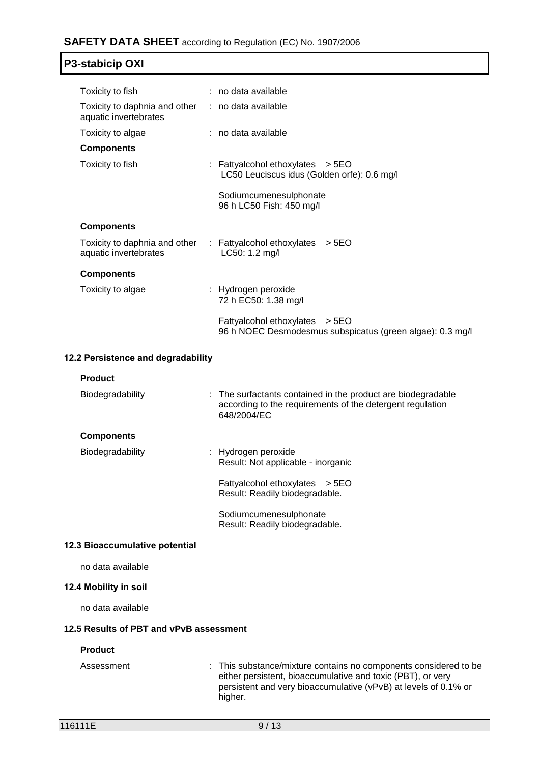| | | |
|---|---|---|
| Toxicity to fish | : | no data available |
| Toxicity to daphnia and other aquatic invertebrates | : | no data available |
| Toxicity to algae | : | no data available |

**Components**

| | | |
|---|---|---|
| Toxicity to fish | : | Fattyalcohol ethoxylates > 5EO<br>LC50 Leuciscus idus (Golden orfe): 0.6 mg/l<br><br>Sodiumcumenesulphonate<br>96 h LC50 Fish: 450 mg/l |

**Components**

| | | |
|---|---|---|
| Toxicity to daphnia and other aquatic invertebrates | : | Fattyalcohol ethoxylates > 5EO<br>LC50: 1.2 mg/l |

**Components**

| | | |
|---|---|---|
| Toxicity to algae | : | Hydrogen peroxide<br>72 h EC50: 1.38 mg/l<br><br>Fattyalcohol ethoxylates > 5EO<br>96 h NOEC Desmodesmus subspicatus (green algae): 0.3 mg/l |

### 12.2 Persistence and degradability

**Product**

| | | |
|---|---|---|
| Biodegradability | : | The surfactants contained in the product are biodegradable according to the requirements of the detergent regulation 648/2004/EC |

**Components**

| | | |
|---|---|---|
| Biodegradability | : | Hydrogen peroxide<br>Result: Not applicable - inorganic<br><br>Fattyalcohol ethoxylates > 5EO<br>Result: Readily biodegradable.<br><br>Sodiumcumenesulphonate<br>Result: Readily biodegradable. |

### 12.3 Bioaccumulative potential

no data available

### 12.4 Mobility in soil

no data available

### 12.5 Results of PBT and vPvB assessment

**Product**

| | | |
|---|---|---|
| Assessment | : | This substance/mixture contains no components considered to be either persistent, bioaccumulative and toxic (PBT), or very persistent and very bioaccumulative (vPvB) at levels of 0.1% or higher. |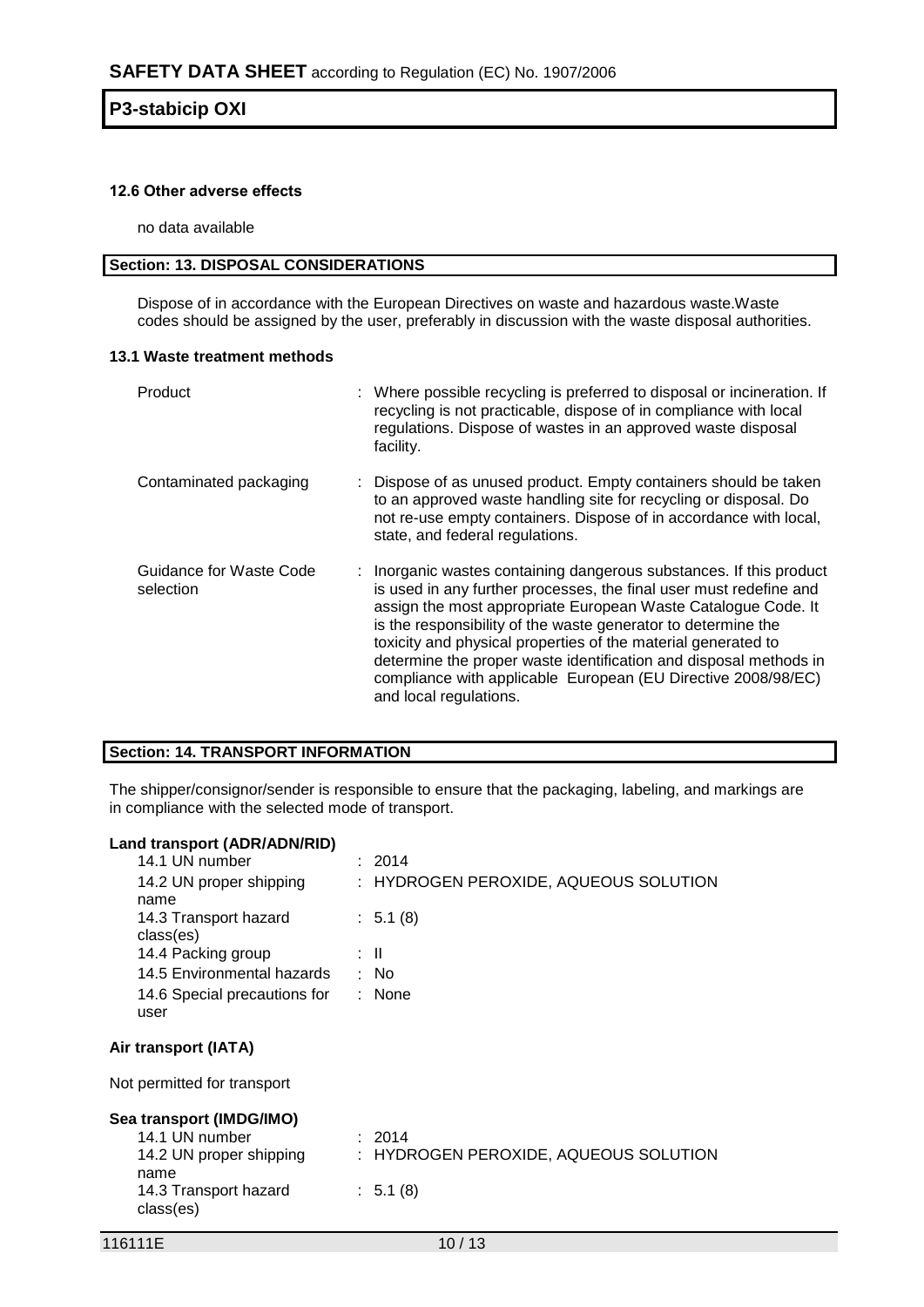#### 12.6 Other adverse effects

no data available

## Section: 13. DISPOSAL CONSIDERATIONS

Dispose of in accordance with the European Directives on waste and hazardous waste.Waste codes should be assigned by the user, preferably in discussion with the waste disposal authorities.

#### 13.1 Waste treatment methods

| | |
|---|---|
| Product | : Where possible recycling is preferred to disposal or incineration. If recycling is not practicable, dispose of in compliance with local regulations. Dispose of wastes in an approved waste disposal facility. |
| Contaminated packaging | : Dispose of as unused product. Empty containers should be taken to an approved waste handling site for recycling or disposal. Do not re-use empty containers. Dispose of in accordance with local, state, and federal regulations. |
| Guidance for Waste Code selection | : Inorganic wastes containing dangerous substances. If this product is used in any further processes, the final user must redefine and assign the most appropriate European Waste Catalogue Code. It is the responsibility of the waste generator to determine the toxicity and physical properties of the material generated to determine the proper waste identification and disposal methods in compliance with applicable European (EU Directive 2008/98/EC) and local regulations. |

## Section: 14. TRANSPORT INFORMATION

The shipper/consignor/sender is responsible to ensure that the packaging, labeling, and markings are in compliance with the selected mode of transport.

**Land transport (ADR/ADN/RID)**

| | |
|---|---|
| 14.1 UN number | : 2014 |
| 14.2 UN proper shipping name | : HYDROGEN PEROXIDE, AQUEOUS SOLUTION |
| 14.3 Transport hazard class(es) | : 5.1 (8) |
| 14.4 Packing group | : II |
| 14.5 Environmental hazards | : No |
| 14.6 Special precautions for user | : None |

**Air transport (IATA)**

Not permitted for transport

**Sea transport (IMDG/IMO)**

| | |
|---|---|
| 14.1 UN number | : 2014 |
| 14.2 UN proper shipping name | : HYDROGEN PEROXIDE, AQUEOUS SOLUTION |
| 14.3 Transport hazard class(es) | : 5.1 (8) |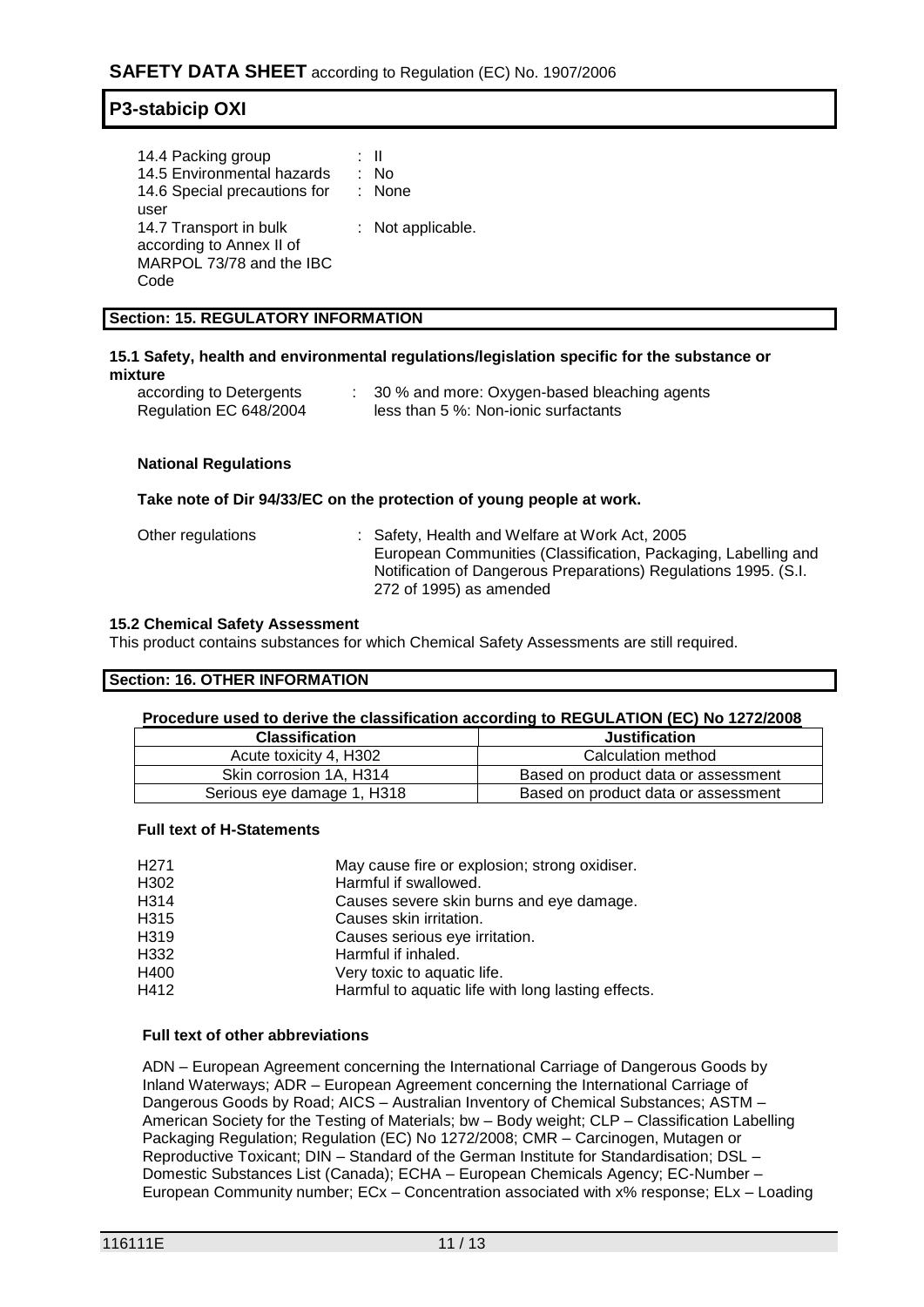| | |
|---|---|
| 14.4 Packing group | : II |
| 14.5 Environmental hazards | : No |
| 14.6 Special precautions for user | : None |
| 14.7 Transport in bulk according to Annex II of MARPOL 73/78 and the IBC Code | : Not applicable. |

## Section: 15. REGULATORY INFORMATION

### 15.1 Safety, health and environmental regulations/legislation specific for the substance or mixture

| | |
|---|---|
| according to Detergents Regulation EC 648/2004 | : 30 % and more: Oxygen-based bleaching agents<br>less than 5 %: Non-ionic surfactants |

**National Regulations**

**Take note of Dir 94/33/EC on the protection of young people at work.**

| | |
|---|---|
| Other regulations | : Safety, Health and Welfare at Work Act, 2005<br>European Communities (Classification, Packaging, Labelling and Notification of Dangerous Preparations) Regulations 1995. (S.I. 272 of 1995) as amended |

### 15.2 Chemical Safety Assessment

This product contains substances for which Chemical Safety Assessments are still required.

## Section: 16. OTHER INFORMATION

**Procedure used to derive the classification according to REGULATION (EC) No 1272/2008**

| Classification | Justification |
|---|---|
| Acute toxicity 4, H302 | Calculation method |
| Skin corrosion 1A, H314 | Based on product data or assessment |
| Serious eye damage 1, H318 | Based on product data or assessment |

**Full text of H-Statements**

| | |
|---|---|
| H271 | May cause fire or explosion; strong oxidiser. |
| H302 | Harmful if swallowed. |
| H314 | Causes severe skin burns and eye damage. |
| H315 | Causes skin irritation. |
| H319 | Causes serious eye irritation. |
| H332 | Harmful if inhaled. |
| H400 | Very toxic to aquatic life. |
| H412 | Harmful to aquatic life with long lasting effects. |

**Full text of other abbreviations**

ADN – European Agreement concerning the International Carriage of Dangerous Goods by Inland Waterways; ADR – European Agreement concerning the International Carriage of Dangerous Goods by Road; AICS – Australian Inventory of Chemical Substances; ASTM – American Society for the Testing of Materials; bw – Body weight; CLP – Classification Labelling Packaging Regulation; Regulation (EC) No 1272/2008; CMR – Carcinogen, Mutagen or Reproductive Toxicant; DIN – Standard of the German Institute for Standardisation; DSL – Domestic Substances List (Canada); ECHA – European Chemicals Agency; EC-Number – European Community number; ECx – Concentration associated with x% response; ELx – Loading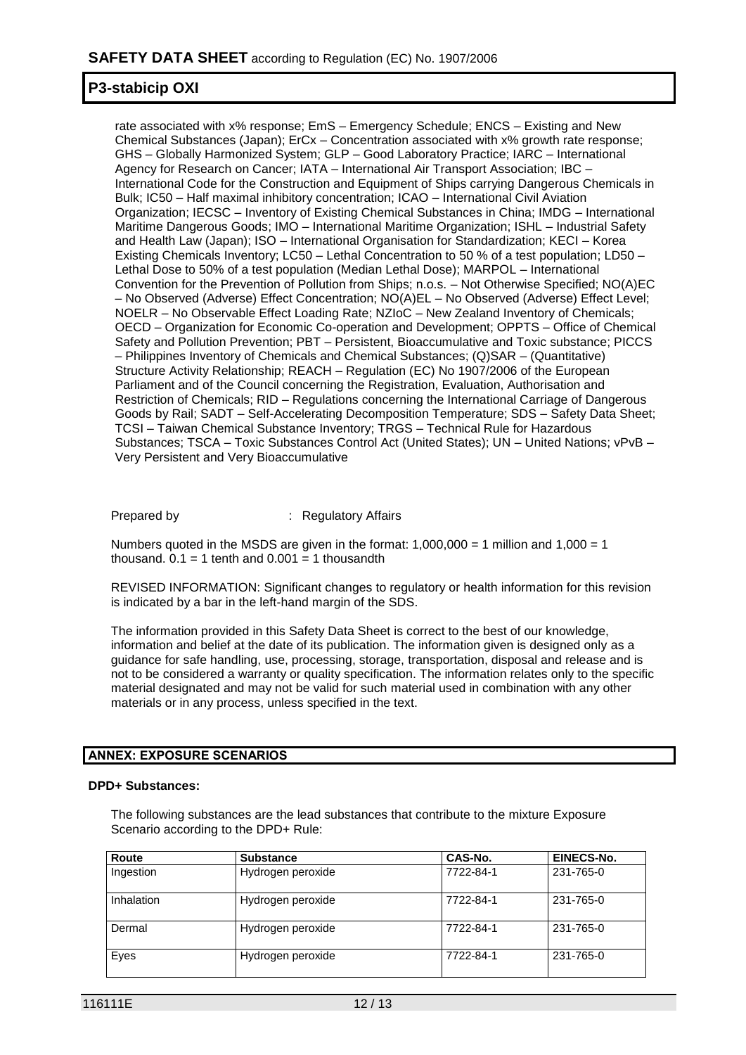rate associated with x% response; EmS – Emergency Schedule; ENCS – Existing and New Chemical Substances (Japan); ErCx – Concentration associated with x% growth rate response; GHS – Globally Harmonized System; GLP – Good Laboratory Practice; IARC – International Agency for Research on Cancer; IATA – International Air Transport Association; IBC – International Code for the Construction and Equipment of Ships carrying Dangerous Chemicals in Bulk; IC50 – Half maximal inhibitory concentration; ICAO – International Civil Aviation Organization; IECSC – Inventory of Existing Chemical Substances in China; IMDG – International Maritime Dangerous Goods; IMO – International Maritime Organization; ISHL – Industrial Safety and Health Law (Japan); ISO – International Organisation for Standardization; KECI – Korea Existing Chemicals Inventory; LC50 – Lethal Concentration to 50 % of a test population; LD50 – Lethal Dose to 50% of a test population (Median Lethal Dose); MARPOL – International Convention for the Prevention of Pollution from Ships; n.o.s. – Not Otherwise Specified; NO(A)EC – No Observed (Adverse) Effect Concentration; NO(A)EL – No Observed (Adverse) Effect Level; NOELR – No Observable Effect Loading Rate; NZIoC – New Zealand Inventory of Chemicals; OECD – Organization for Economic Co-operation and Development; OPPTS – Office of Chemical Safety and Pollution Prevention; PBT – Persistent, Bioaccumulative and Toxic substance; PICCS – Philippines Inventory of Chemicals and Chemical Substances; (Q)SAR – (Quantitative) Structure Activity Relationship; REACH – Regulation (EC) No 1907/2006 of the European Parliament and of the Council concerning the Registration, Evaluation, Authorisation and Restriction of Chemicals; RID – Regulations concerning the International Carriage of Dangerous Goods by Rail; SADT – Self-Accelerating Decomposition Temperature; SDS – Safety Data Sheet; TCSI – Taiwan Chemical Substance Inventory; TRGS – Technical Rule for Hazardous Substances; TSCA – Toxic Substances Control Act (United States); UN – United Nations; vPvB – Very Persistent and Very Bioaccumulative

Prepared by : Regulatory Affairs

Numbers quoted in the MSDS are given in the format: 1,000,000 = 1 million and 1,000 = 1 thousand. 0.1 = 1 tenth and 0.001 = 1 thousandth

REVISED INFORMATION: Significant changes to regulatory or health information for this revision is indicated by a bar in the left-hand margin of the SDS.

The information provided in this Safety Data Sheet is correct to the best of our knowledge, information and belief at the date of its publication. The information given is designed only as a guidance for safe handling, use, processing, storage, transportation, disposal and release and is not to be considered a warranty or quality specification. The information relates only to the specific material designated and may not be valid for such material used in combination with any other materials or in any process, unless specified in the text.

## ANNEX: EXPOSURE SCENARIOS

**DPD+ Substances:**

The following substances are the lead substances that contribute to the mixture Exposure Scenario according to the DPD+ Rule:

| Route | Substance | CAS-No. | EINECS-No. |
|---|---|---|---|
| Ingestion | Hydrogen peroxide | 7722-84-1 | 231-765-0 |
| Inhalation | Hydrogen peroxide | 7722-84-1 | 231-765-0 |
| Dermal | Hydrogen peroxide | 7722-84-1 | 231-765-0 |
| Eyes | Hydrogen peroxide | 7722-84-1 | 231-765-0 |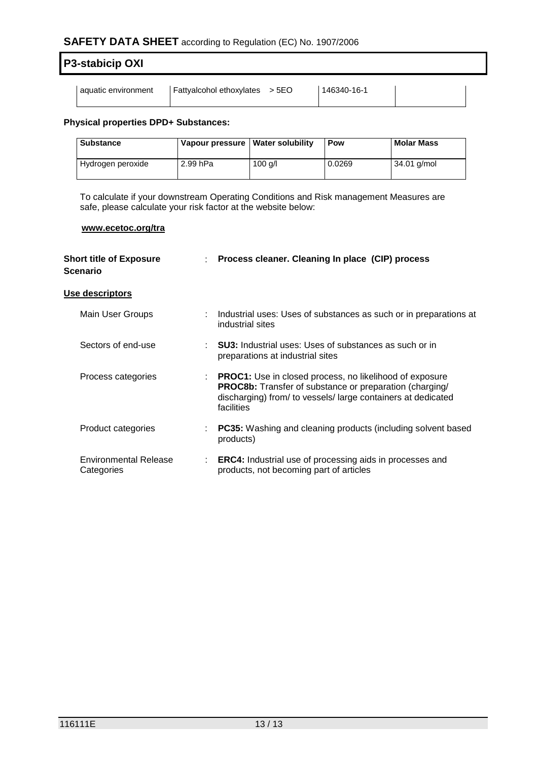| | | | |
|---|---|---|---|
| aquatic environment | Fattyalcohol ethoxylates > 5EO | 146340-16-1 | |

**Physical properties DPD+ Substances:**

| Substance | Vapour pressure | Water solubility | Pow | Molar Mass |
|---|---|---|---|---|
| Hydrogen peroxide | 2.99 hPa | 100 g/l | 0.0269 | 34.01 g/mol |

To calculate if your downstream Operating Conditions and Risk management Measures are safe, please calculate your risk factor at the website below:

**www.ecetoc.org/tra**

**Short title of Exposure Scenario** : **Process cleaner. Cleaning In place (CIP) process**

**Use descriptors**

Main User Groups : Industrial uses: Uses of substances as such or in preparations at industrial sites

Sectors of end-use : **SU3:** Industrial uses: Uses of substances as such or in preparations at industrial sites

Process categories : **PROC1:** Use in closed process, no likelihood of exposure
**PROC8b:** Transfer of substance or preparation (charging/ discharging) from/ to vessels/ large containers at dedicated facilities

Product categories : **PC35:** Washing and cleaning products (including solvent based products)

Environmental Release Categories : **ERC4:** Industrial use of processing aids in processes and products, not becoming part of articles